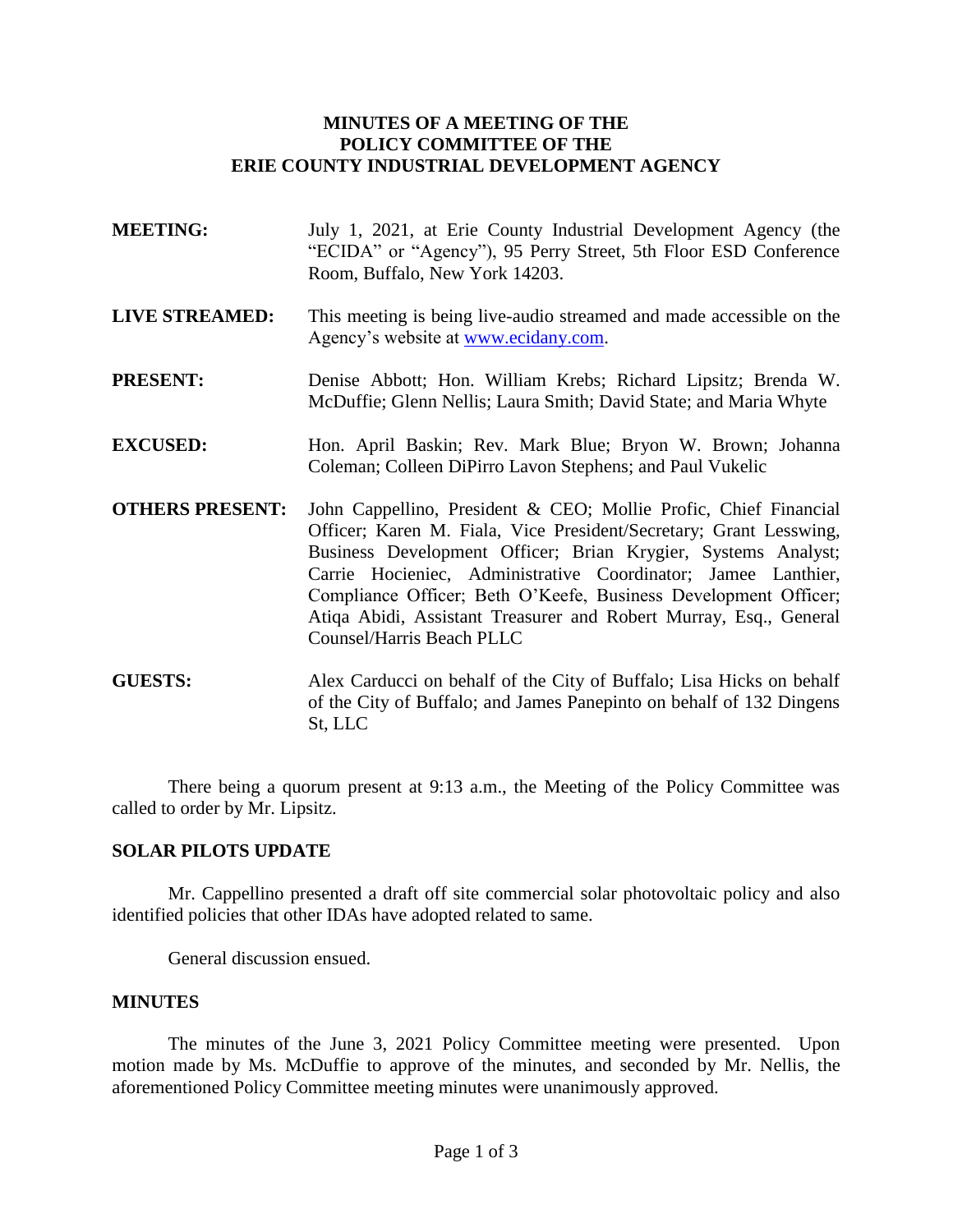# MINUTES OF A MEETING OF THE POLICY COMMITTEE OF THE ERIE COUNTY INDUSTRIAL DEVELOPMENT AGENCY

**MEETING:** July 1, 2021, at Erie County Industrial Development Agency (the "ECIDA" or "Agency"), 95 Perry Street, 5th Floor ESD Conference Room, Buffalo, New York 14203.

**LIVE STREAMED:** This meeting is being live-audio streamed and made accessible on the Agency's website at www.ecidany.com.

**PRESENT:** Denise Abbott; Hon. William Krebs; Richard Lipsitz; Brenda W. McDuffie; Glenn Nellis; Laura Smith; David State; and Maria Whyte

**EXCUSED:** Hon. April Baskin; Rev. Mark Blue; Bryon W. Brown; Johanna Coleman; Colleen DiPirro Lavon Stephens; and Paul Vukelic

**OTHERS PRESENT:** John Cappellino, President & CEO; Mollie Profic, Chief Financial Officer; Karen M. Fiala, Vice President/Secretary; Grant Lesswing, Business Development Officer; Brian Krygier, Systems Analyst; Carrie Hocieniec, Administrative Coordinator; Jamee Lanthier, Compliance Officer; Beth O'Keefe, Business Development Officer; Atiqa Abidi, Assistant Treasurer and Robert Murray, Esq., General Counsel/Harris Beach PLLC

**GUESTS:** Alex Carducci on behalf of the City of Buffalo; Lisa Hicks on behalf of the City of Buffalo; and James Panepinto on behalf of 132 Dingens St, LLC

There being a quorum present at 9:13 a.m., the Meeting of the Policy Committee was called to order by Mr. Lipsitz.

## SOLAR PILOTS UPDATE

Mr. Cappellino presented a draft off site commercial solar photovoltaic policy and also identified policies that other IDAs have adopted related to same.

General discussion ensued.

## MINUTES

The minutes of the June 3, 2021 Policy Committee meeting were presented. Upon motion made by Ms. McDuffie to approve of the minutes, and seconded by Mr. Nellis, the aforementioned Policy Committee meeting minutes were unanimously approved.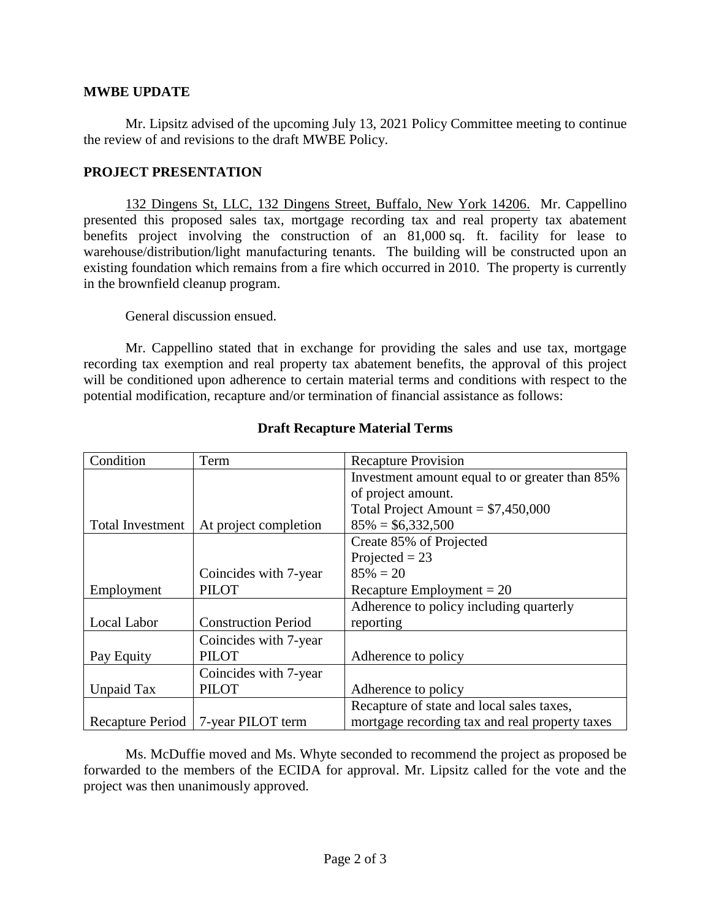**MWBE UPDATE**

Mr. Lipsitz advised of the upcoming July 13, 2021 Policy Committee meeting to continue the review of and revisions to the draft MWBE Policy.

**PROJECT PRESENTATION**

132 Dingens St, LLC, 132 Dingens Street, Buffalo, New York 14206. Mr. Cappellino presented this proposed sales tax, mortgage recording tax and real property tax abatement benefits project involving the construction of an 81,000 sq. ft. facility for lease to warehouse/distribution/light manufacturing tenants. The building will be constructed upon an existing foundation which remains from a fire which occurred in 2010. The property is currently in the brownfield cleanup program.

General discussion ensued.

Mr. Cappellino stated that in exchange for providing the sales and use tax, mortgage recording tax exemption and real property tax abatement benefits, the approval of this project will be conditioned upon adherence to certain material terms and conditions with respect to the potential modification, recapture and/or termination of financial assistance as follows:

**Draft Recapture Material Terms**

| Condition | Term | Recapture Provision |
|---|---|---|
| Total Investment | At project completion | Investment amount equal to or greater than 85% of project amount.<br>Total Project Amount = $7,450,000<br>85% = $6,332,500 |
| Employment | Coincides with 7-year PILOT | Create 85% of Projected<br>Projected = 23<br>85% = 20<br>Recapture Employment = 20 |
| Local Labor | Construction Period | Adherence to policy including quarterly reporting |
| Pay Equity | Coincides with 7-year PILOT | Adherence to policy |
| Unpaid Tax | Coincides with 7-year PILOT | Adherence to policy |
| Recapture Period | 7-year PILOT term | Recapture of state and local sales taxes, mortgage recording tax and real property taxes |

Ms. McDuffie moved and Ms. Whyte seconded to recommend the project as proposed be forwarded to the members of the ECIDA for approval. Mr. Lipsitz called for the vote and the project was then unanimously approved.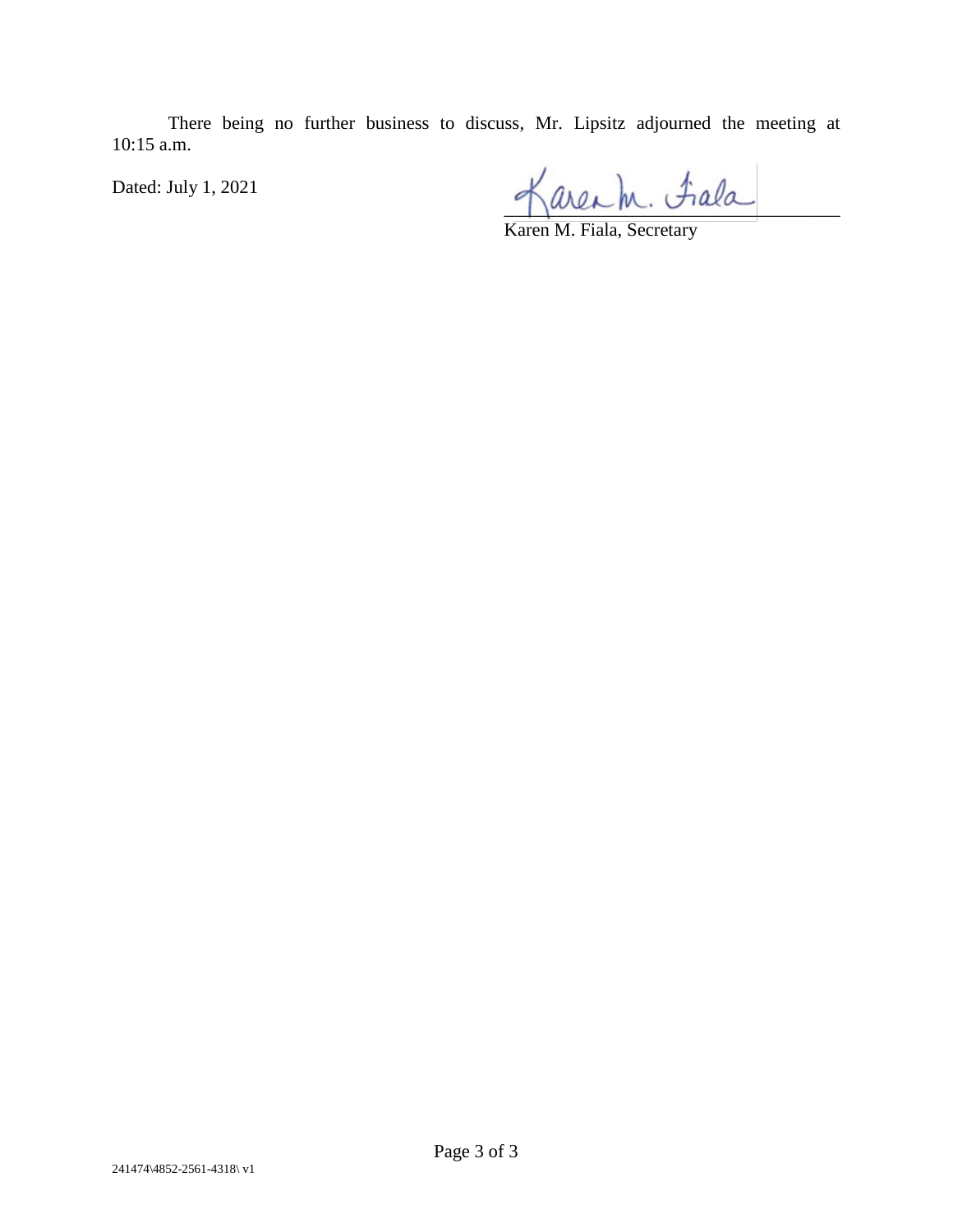There being no further business to discuss, Mr. Lipsitz adjourned the meeting at 10:15 a.m.

Dated: July 1, 2021

Karen M. Fiala, Secretary

241474\4852-2561-4318\ v1